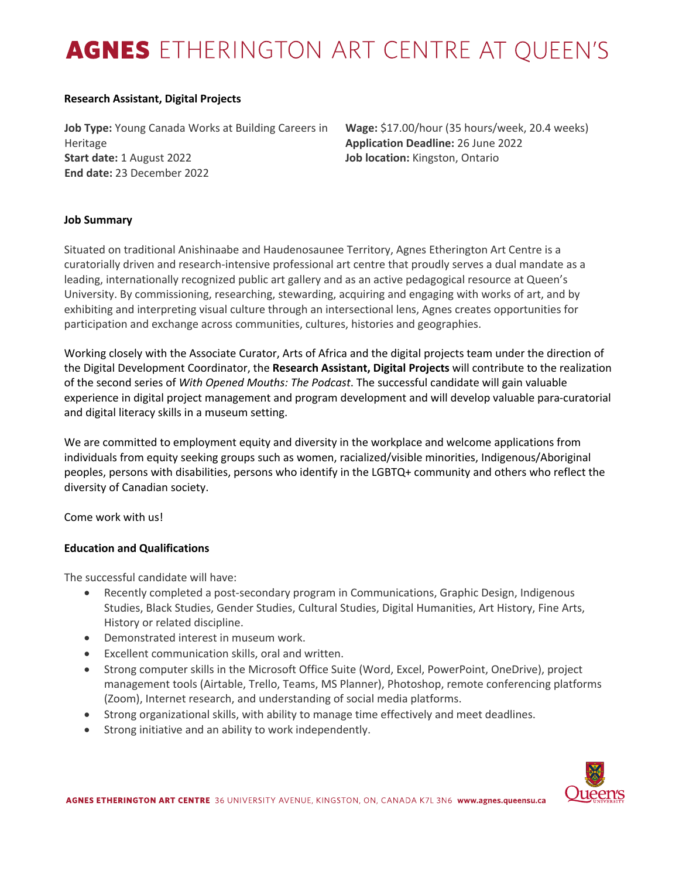# AGNES ETHERINGTON ART CENTRE AT QUEEN'S

**Research Assistant, Digital Projects**

**Job Type:** Young Canada Works at Building Careers in Heritage
**Start date:** 1 August 2022
**End date:** 23 December 2022
**Wage:** $17.00/hour (35 hours/week, 20.4 weeks)
**Application Deadline:** 26 June 2022
**Job location:** Kingston, Ontario

**Job Summary**

Situated on traditional Anishinaabe and Haudenosaunee Territory, Agnes Etherington Art Centre is a curatorially driven and research-intensive professional art centre that proudly serves a dual mandate as a leading, internationally recognized public art gallery and as an active pedagogical resource at Queen's University. By commissioning, researching, stewarding, acquiring and engaging with works of art, and by exhibiting and interpreting visual culture through an intersectional lens, Agnes creates opportunities for participation and exchange across communities, cultures, histories and geographies.

Working closely with the Associate Curator, Arts of Africa and the digital projects team under the direction of the Digital Development Coordinator, the **Research Assistant, Digital Projects** will contribute to the realization of the second series of *With Opened Mouths: The Podcast*. The successful candidate will gain valuable experience in digital project management and program development and will develop valuable para-curatorial and digital literacy skills in a museum setting.

We are committed to employment equity and diversity in the workplace and welcome applications from individuals from equity seeking groups such as women, racialized/visible minorities, Indigenous/Aboriginal peoples, persons with disabilities, persons who identify in the LGBTQ+ community and others who reflect the diversity of Canadian society.

Come work with us!

**Education and Qualifications**

The successful candidate will have:

- Recently completed a post-secondary program in Communications, Graphic Design, Indigenous Studies, Black Studies, Gender Studies, Cultural Studies, Digital Humanities, Art History, Fine Arts, History or related discipline.
- Demonstrated interest in museum work.
- Excellent communication skills, oral and written.
- Strong computer skills in the Microsoft Office Suite (Word, Excel, PowerPoint, OneDrive), project management tools (Airtable, Trello, Teams, MS Planner), Photoshop, remote conferencing platforms (Zoom), Internet research, and understanding of social media platforms.
- Strong organizational skills, with ability to manage time effectively and meet deadlines.
- Strong initiative and an ability to work independently.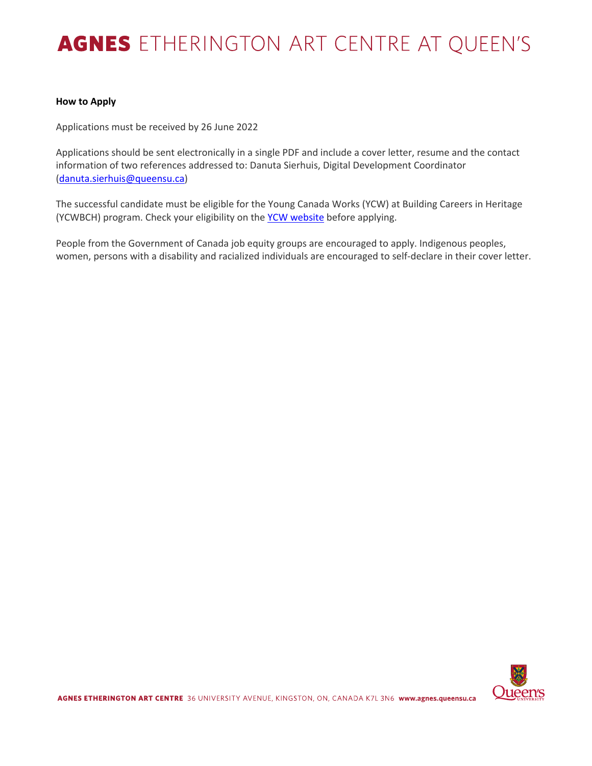**How to Apply**

Applications must be received by 26 June 2022

Applications should be sent electronically in a single PDF and include a cover letter, resume and the contact information of two references addressed to: Danuta Sierhuis, Digital Development Coordinator (danuta.sierhuis@queensu.ca)

The successful candidate must be eligible for the Young Canada Works (YCW) at Building Careers in Heritage (YCWBCH) program. Check your eligibility on the YCW website before applying.

People from the Government of Canada job equity groups are encouraged to apply. Indigenous peoples, women, persons with a disability and racialized individuals are encouraged to self-declare in their cover letter.